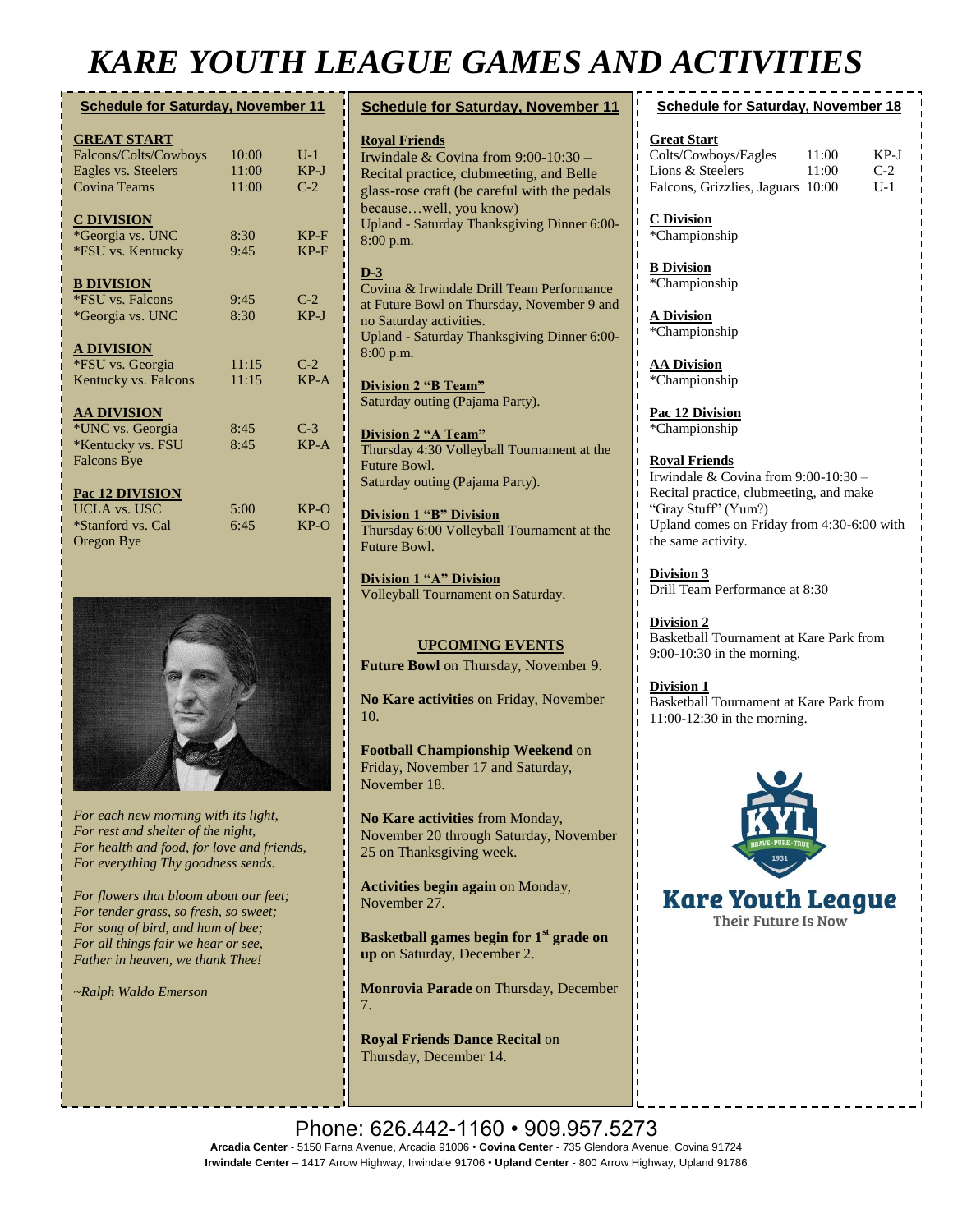# KARE YOUTH LEAGUE GAMES AND ACTIVITIES

## Schedule for Saturday, November 11

**GREAT START**

| | | |
|---|---|---|
| Falcons/Colts/Cowboys | 10:00 | U-1 |
| Eagles vs. Steelers | 11:00 | KP-J |
| Covina Teams | 11:00 | C-2 |

**C DIVISION**

| | | |
|---|---|---|
| *Georgia vs. UNC | 8:30 | KP-F |
| *FSU vs. Kentucky | 9:45 | KP-F |

**B DIVISION**

| | | |
|---|---|---|
| *FSU vs. Falcons | 9:45 | C-2 |
| *Georgia vs. UNC | 8:30 | KP-J |

**A DIVISION**

| | | |
|---|---|---|
| *FSU vs. Georgia | 11:15 | C-2 |
| Kentucky vs. Falcons | 11:15 | KP-A |

**AA DIVISION**

| | | |
|---|---|---|
| *UNC vs. Georgia | 8:45 | C-3 |
| *Kentucky vs. FSU | 8:45 | KP-A |
| Falcons Bye | | |

**Pac 12 DIVISION**

| | | |
|---|---|---|
| UCLA vs. USC | 5:00 | KP-O |
| *Stanford vs. Cal | 6:45 | KP-O |
| Oregon Bye | | |

*For each new morning with its light,*
*For rest and shelter of the night,*
*For health and food, for love and friends,*
*For everything Thy goodness sends.*

*For flowers that bloom about our feet;*
*For tender grass, so fresh, so sweet;*
*For song of bird, and hum of bee;*
*For all things fair we hear or see,*
*Father in heaven, we thank Thee!*

*~Ralph Waldo Emerson*

## Schedule for Saturday, November 11

**Royal Friends**
Irwindale & Covina from 9:00-10:30 – Recital practice, clubmeeting, and Belle glass-rose craft (be careful with the pedals because…well, you know)
Upland - Saturday Thanksgiving Dinner 6:00-8:00 p.m.

**D-3**
Covina & Irwindale Drill Team Performance at Future Bowl on Thursday, November 9 and no Saturday activities.
Upland - Saturday Thanksgiving Dinner 6:00-8:00 p.m.

**Division 2 "B Team"**
Saturday outing (Pajama Party).

**Division 2 "A Team"**
Thursday 4:30 Volleyball Tournament at the Future Bowl.
Saturday outing (Pajama Party).

**Division 1 "B" Division**
Thursday 6:00 Volleyball Tournament at the Future Bowl.

**Division 1 "A" Division**
Volleyball Tournament on Saturday.

### UPCOMING EVENTS

**Future Bowl** on Thursday, November 9.

**No Kare activities** on Friday, November 10.

**Football Championship Weekend** on Friday, November 17 and Saturday, November 18.

**No Kare activities** from Monday, November 20 through Saturday, November 25 on Thanksgiving week.

**Activities begin again** on Monday, November 27.

**Basketball games begin for 1st grade on up** on Saturday, December 2.

**Monrovia Parade** on Thursday, December 7.

**Royal Friends Dance Recital** on Thursday, December 14.

## Schedule for Saturday, November 18

**Great Start**

| | | |
|---|---|---|
| Colts/Cowboys/Eagles | 11:00 | KP-J |
| Lions & Steelers | 11:00 | C-2 |
| Falcons, Grizzlies, Jaguars | 10:00 | U-1 |

**C Division**
*Championship

**B Division**
*Championship

**A Division**
*Championship

**AA Division**
*Championship

**Pac 12 Division**
*Championship

**Royal Friends**
Irwindale & Covina from 9:00-10:30 – Recital practice, clubmeeting, and make "Gray Stuff" (Yum?)
Upland comes on Friday from 4:30-6:00 with the same activity.

**Division 3**
Drill Team Performance at 8:30

**Division 2**
Basketball Tournament at Kare Park from 9:00-10:30 in the morning.

**Division 1**
Basketball Tournament at Kare Park from 11:00-12:30 in the morning.

KYL BRAVE · PURE · TRUE 1931
**Kare Youth League**
Their Future Is Now

Phone: 626.442-1160 • 909.957.5273

**Arcadia Center** - 5150 Farna Avenue, Arcadia 91006 • **Covina Center** - 735 Glendora Avenue, Covina 91724
**Irwindale Center** – 1417 Arrow Highway, Irwindale 91706 • **Upland Center** - 800 Arrow Highway, Upland 91786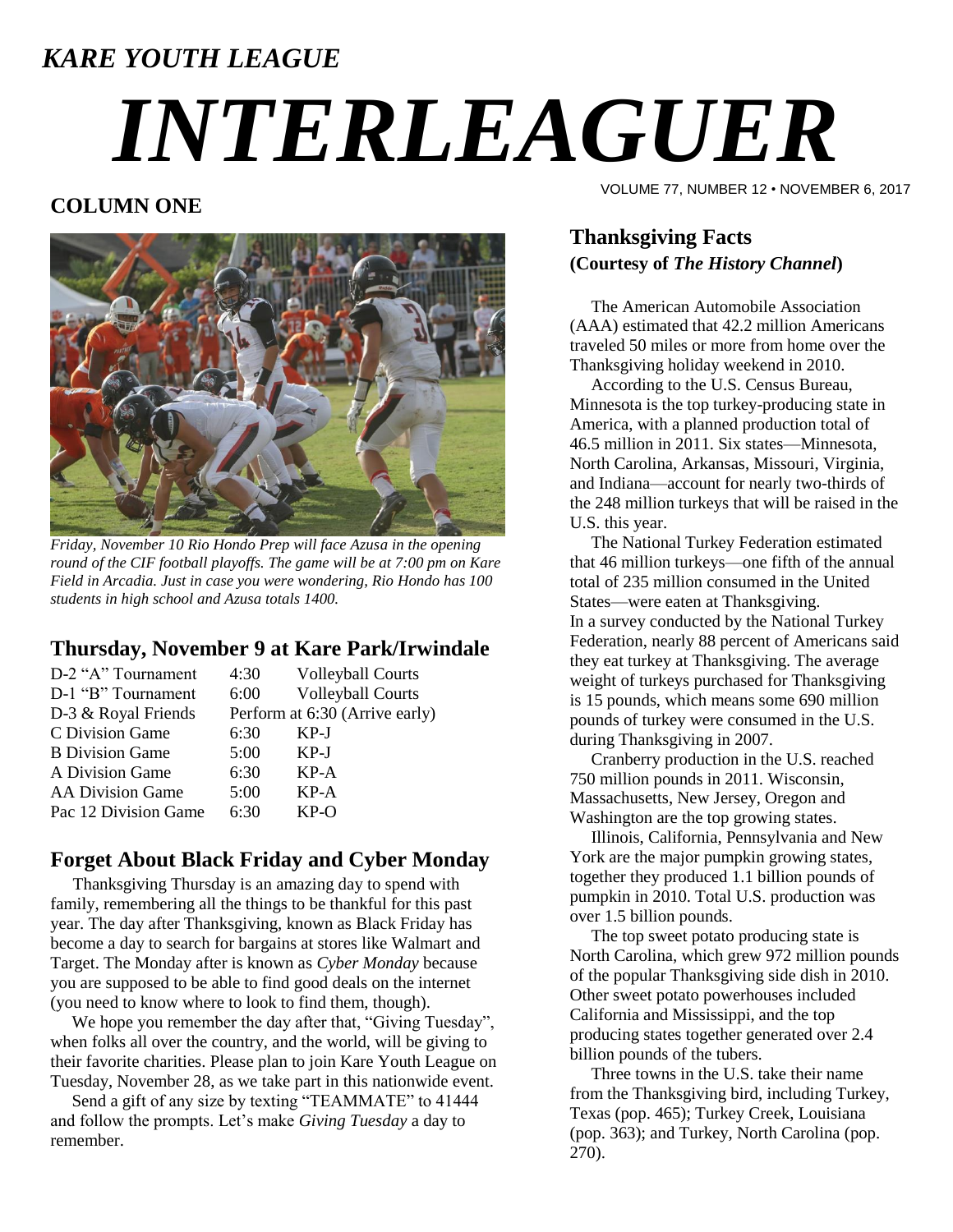*KARE YOUTH LEAGUE*

# *INTERLEAGUER*

VOLUME 77, NUMBER 12 • NOVEMBER 6, 2017

## COLUMN ONE

*Friday, November 10 Rio Hondo Prep will face Azusa in the opening round of the CIF football playoffs. The game will be at 7:00 pm on Kare Field in Arcadia. Just in case you were wondering, Rio Hondo has 100 students in high school and Azusa totals 1400.*

## Thursday, November 9 at Kare Park/Irwindale

| | | |
|---|---|---|
| D-2 "A" Tournament | 4:30 | Volleyball Courts |
| D-1 "B" Tournament | 6:00 | Volleyball Courts |
| D-3 & Royal Friends | Perform at 6:30 (Arrive early) | |
| C Division Game | 6:30 | KP-J |
| B Division Game | 5:00 | KP-J |
| A Division Game | 6:30 | KP-A |
| AA Division Game | 5:00 | KP-A |
| Pac 12 Division Game | 6:30 | KP-O |

## Forget About Black Friday and Cyber Monday

Thanksgiving Thursday is an amazing day to spend with family, remembering all the things to be thankful for this past year. The day after Thanksgiving, known as Black Friday has become a day to search for bargains at stores like Walmart and Target. The Monday after is known as *Cyber Monday* because you are supposed to be able to find good deals on the internet (you need to know where to look to find them, though).

We hope you remember the day after that, "Giving Tuesday", when folks all over the country, and the world, will be giving to their favorite charities. Please plan to join Kare Youth League on Tuesday, November 28, as we take part in this nationwide event.

Send a gift of any size by texting "TEAMMATE" to 41444 and follow the prompts. Let's make *Giving Tuesday* a day to remember.

## Thanksgiving Facts
**(Courtesy of *The History Channel*)**

The American Automobile Association (AAA) estimated that 42.2 million Americans traveled 50 miles or more from home over the Thanksgiving holiday weekend in 2010.

According to the U.S. Census Bureau, Minnesota is the top turkey-producing state in America, with a planned production total of 46.5 million in 2011. Six states—Minnesota, North Carolina, Arkansas, Missouri, Virginia, and Indiana—account for nearly two-thirds of the 248 million turkeys that will be raised in the U.S. this year.

The National Turkey Federation estimated that 46 million turkeys—one fifth of the annual total of 235 million consumed in the United States—were eaten at Thanksgiving.
In a survey conducted by the National Turkey Federation, nearly 88 percent of Americans said they eat turkey at Thanksgiving. The average weight of turkeys purchased for Thanksgiving is 15 pounds, which means some 690 million pounds of turkey were consumed in the U.S. during Thanksgiving in 2007.

Cranberry production in the U.S. reached 750 million pounds in 2011. Wisconsin, Massachusetts, New Jersey, Oregon and Washington are the top growing states.

Illinois, California, Pennsylvania and New York are the major pumpkin growing states, together they produced 1.1 billion pounds of pumpkin in 2010. Total U.S. production was over 1.5 billion pounds.

The top sweet potato producing state is North Carolina, which grew 972 million pounds of the popular Thanksgiving side dish in 2010. Other sweet potato powerhouses included California and Mississippi, and the top producing states together generated over 2.4 billion pounds of the tubers.

Three towns in the U.S. take their name from the Thanksgiving bird, including Turkey, Texas (pop. 465); Turkey Creek, Louisiana (pop. 363); and Turkey, North Carolina (pop. 270).